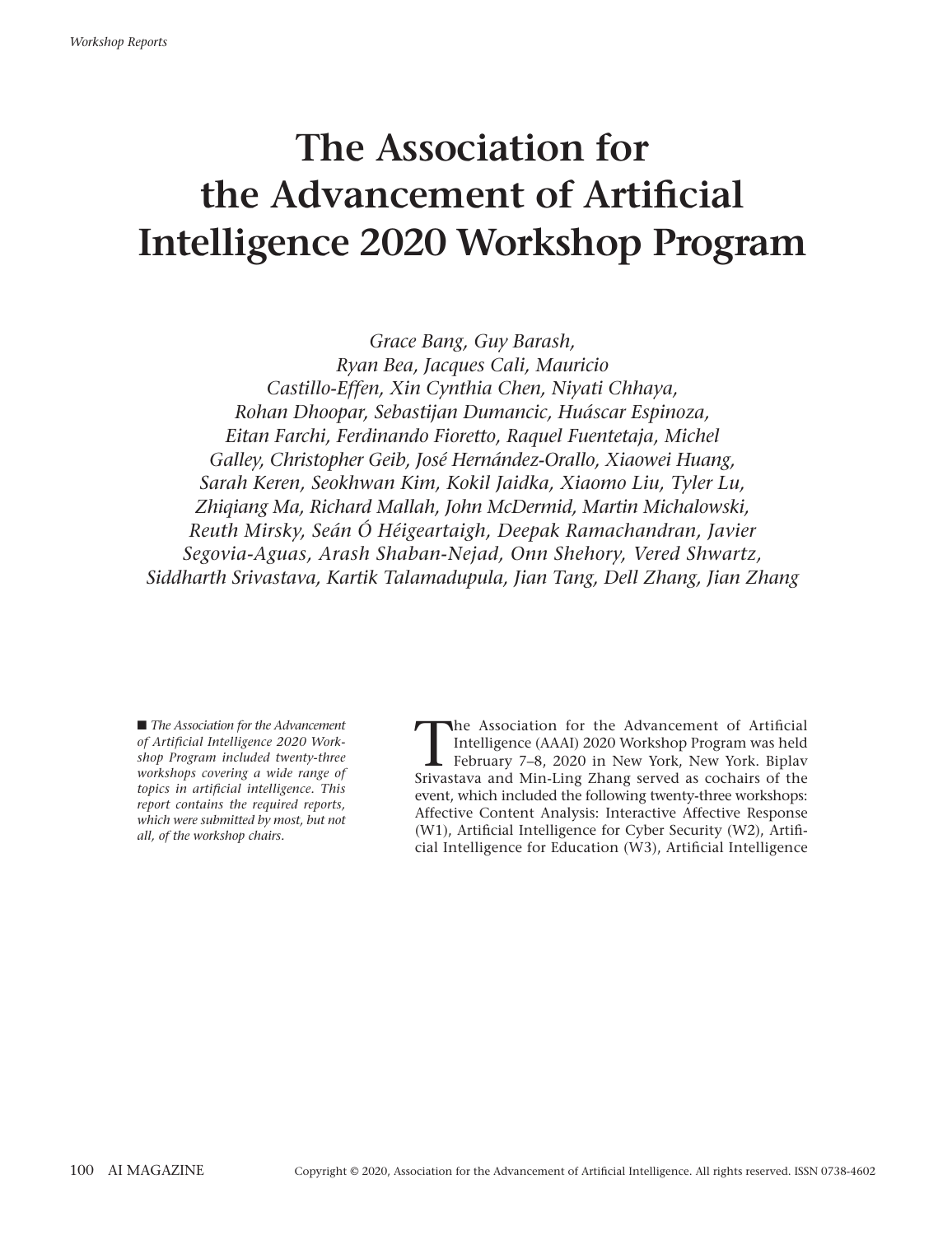# The Association for the Advancement of Artificial Intelligence 2020 Workshop Program

*Grace Bang, Guy Barash, Ryan Bea, Jacques Cali, Mauricio Castillo-Effen, Xin Cynthia Chen, Niyati Chhaya, Rohan Dhoopar, Sebastijan Dumancic, Huáscar Espinoza, Eitan Farchi, Ferdinando Fioretto, Raquel Fuentetaja, Michel Galley, Christopher Geib, José Hernández-Orallo, Xiaowei Huang, Sarah Keren, Seokhwan Kim, Kokil Jaidka, Xiaomo Liu, Tyler Lu, Zhiqiang Ma, Richard Mallah, John McDermid, Martin Michalowski, Reuth Mirsky, Seán Ó Héigeartaigh, Deepak Ramachandran, Javier Segovia-Aguas, Arash Shaban-Nejad, Onn Shehory, Vered Shwartz, Siddharth Srivastava, Kartik Talamadupula, Jian Tang, Dell Zhang, Jian Zhang*

■ *The Association for the Advancement of Artificial Intelligence 2020 Workshop Program included twenty-three workshops covering a wide range of topics in artificial intelligence. This report contains the required reports, which were submitted by most, but not all, of the workshop chairs.*

The Association for the Advancement of Artificial Intelligence (AAAI) 2020 Workshop Program was held February 7–8, 2020 in New York, New York. Biplav Srivastava and Min-Ling Zhang served as cochairs of the event, which included the following twenty-three workshops: Affective Content Analysis: Interactive Affective Response (W1), Artificial Intelligence for Cyber Security (W2), Artificial Intelligence for Education (W3), Artificial Intelligence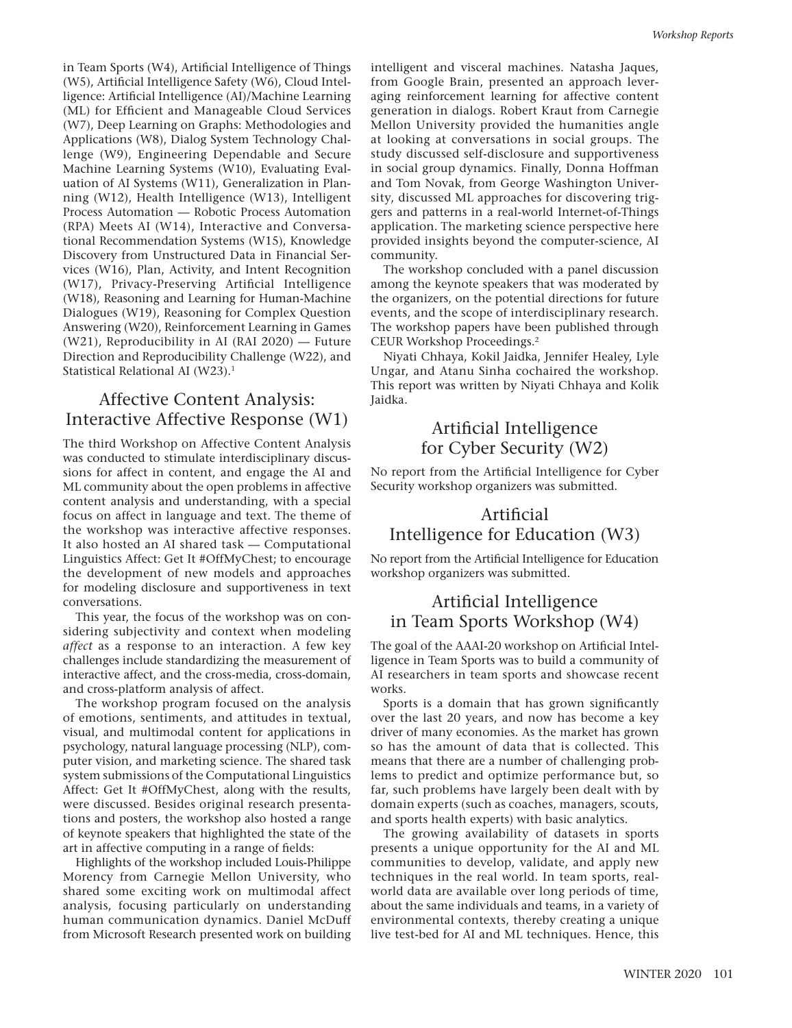in Team Sports (W4), Artificial Intelligence of Things (W5), Artificial Intelligence Safety (W6), Cloud Intelligence: Artificial Intelligence (AI)/Machine Learning (ML) for Efficient and Manageable Cloud Services (W7), Deep Learning on Graphs: Methodologies and Applications (W8), Dialog System Technology Challenge (W9), Engineering Dependable and Secure Machine Learning Systems (W10), Evaluating Evaluation of AI Systems (W11), Generalization in Planning (W12), Health Intelligence (W13), Intelligent Process Automation — Robotic Process Automation (RPA) Meets AI (W14), Interactive and Conversational Recommendation Systems (W15), Knowledge Discovery from Unstructured Data in Financial Services (W16), Plan, Activity, and Intent Recognition (W17), Privacy-Preserving Artificial Intelligence (W18), Reasoning and Learning for Human-Machine Dialogues (W19), Reasoning for Complex Question Answering (W20), Reinforcement Learning in Games (W21), Reproducibility in AI (RAI 2020) — Future Direction and Reproducibility Challenge (W22), and Statistical Relational AI (W23).[1]

## Affective Content Analysis: Interactive Affective Response (W1)

The third Workshop on Affective Content Analysis was conducted to stimulate interdisciplinary discussions for affect in content, and engage the AI and ML community about the open problems in affective content analysis and understanding, with a special focus on affect in language and text. The theme of the workshop was interactive affective responses. It also hosted an AI shared task — Computational Linguistics Affect: Get It #OffMyChest; to encourage the development of new models and approaches for modeling disclosure and supportiveness in text conversations.

This year, the focus of the workshop was on considering subjectivity and context when modeling *affect* as a response to an interaction. A few key challenges include standardizing the measurement of interactive affect, and the cross-media, cross-domain, and cross-platform analysis of affect.

The workshop program focused on the analysis of emotions, sentiments, and attitudes in textual, visual, and multimodal content for applications in psychology, natural language processing (NLP), computer vision, and marketing science. The shared task system submissions of the Computational Linguistics Affect: Get It #OffMyChest, along with the results, were discussed. Besides original research presentations and posters, the workshop also hosted a range of keynote speakers that highlighted the state of the art in affective computing in a range of fields:

Highlights of the workshop included Louis-Philippe Morency from Carnegie Mellon University, who shared some exciting work on multimodal affect analysis, focusing particularly on understanding human communication dynamics. Daniel McDuff from Microsoft Research presented work on building intelligent and visceral machines. Natasha Jaques, from Google Brain, presented an approach leveraging reinforcement learning for affective content generation in dialogs. Robert Kraut from Carnegie Mellon University provided the humanities angle at looking at conversations in social groups. The study discussed self-disclosure and supportiveness in social group dynamics. Finally, Donna Hoffman and Tom Novak, from George Washington University, discussed ML approaches for discovering triggers and patterns in a real-world Internet-of-Things application. The marketing science perspective here provided insights beyond the computer-science, AI community.

The workshop concluded with a panel discussion among the keynote speakers that was moderated by the organizers, on the potential directions for future events, and the scope of interdisciplinary research. The workshop papers have been published through CEUR Workshop Proceedings.[2]

Niyati Chhaya, Kokil Jaidka, Jennifer Healey, Lyle Ungar, and Atanu Sinha cochaired the workshop. This report was written by Niyati Chhaya and Kolik Jaidka.

## Artificial Intelligence for Cyber Security (W2)

No report from the Artificial Intelligence for Cyber Security workshop organizers was submitted.

## Artificial Intelligence for Education (W3)

No report from the Artificial Intelligence for Education workshop organizers was submitted.

## Artificial Intelligence in Team Sports Workshop (W4)

The goal of the AAAI-20 workshop on Artificial Intelligence in Team Sports was to build a community of AI researchers in team sports and showcase recent works.

Sports is a domain that has grown significantly over the last 20 years, and now has become a key driver of many economies. As the market has grown so has the amount of data that is collected. This means that there are a number of challenging problems to predict and optimize performance but, so far, such problems have largely been dealt with by domain experts (such as coaches, managers, scouts, and sports health experts) with basic analytics.

The growing availability of datasets in sports presents a unique opportunity for the AI and ML communities to develop, validate, and apply new techniques in the real world. In team sports, real-world data are available over long periods of time, about the same individuals and teams, in a variety of environmental contexts, thereby creating a unique live test-bed for AI and ML techniques. Hence, this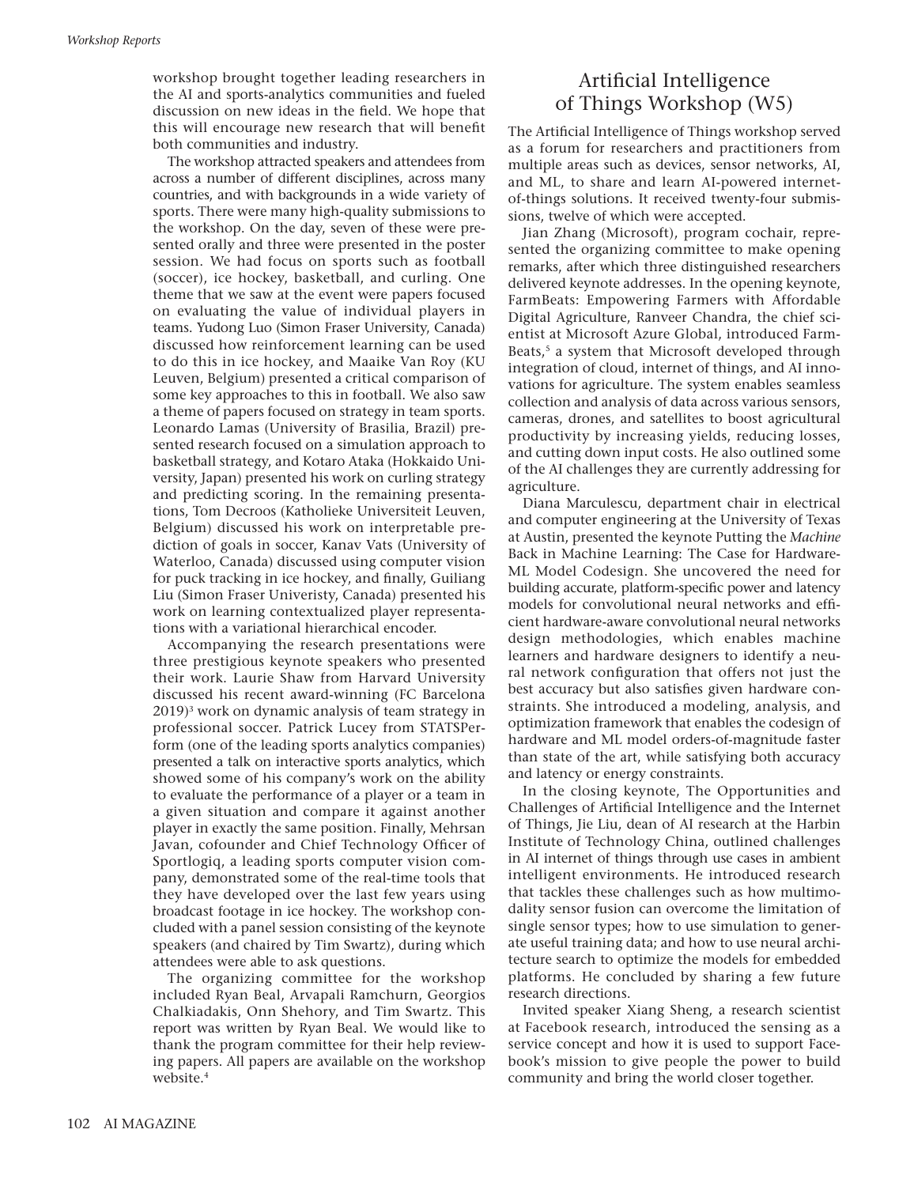workshop brought together leading researchers in the AI and sports-analytics communities and fueled discussion on new ideas in the field. We hope that this will encourage new research that will benefit both communities and industry.

The workshop attracted speakers and attendees from across a number of different disciplines, across many countries, and with backgrounds in a wide variety of sports. There were many high-quality submissions to the workshop. On the day, seven of these were presented orally and three were presented in the poster session. We had focus on sports such as football (soccer), ice hockey, basketball, and curling. One theme that we saw at the event were papers focused on evaluating the value of individual players in teams. Yudong Luo (Simon Fraser University, Canada) discussed how reinforcement learning can be used to do this in ice hockey, and Maaike Van Roy (KU Leuven, Belgium) presented a critical comparison of some key approaches to this in football. We also saw a theme of papers focused on strategy in team sports. Leonardo Lamas (University of Brasilia, Brazil) presented research focused on a simulation approach to basketball strategy, and Kotaro Ataka (Hokkaido University, Japan) presented his work on curling strategy and predicting scoring. In the remaining presentations, Tom Decroos (Katholieke Universiteit Leuven, Belgium) discussed his work on interpretable prediction of goals in soccer, Kanav Vats (University of Waterloo, Canada) discussed using computer vision for puck tracking in ice hockey, and finally, Guiliang Liu (Simon Fraser Univeristy, Canada) presented his work on learning contextualized player representations with a variational hierarchical encoder.

Accompanying the research presentations were three prestigious keynote speakers who presented their work. Laurie Shaw from Harvard University discussed his recent award-winning (FC Barcelona 2019)[3] work on dynamic analysis of team strategy in professional soccer. Patrick Lucey from STATSPerform (one of the leading sports analytics companies) presented a talk on interactive sports analytics, which showed some of his company's work on the ability to evaluate the performance of a player or a team in a given situation and compare it against another player in exactly the same position. Finally, Mehrsan Javan, cofounder and Chief Technology Officer of Sportlogiq, a leading sports computer vision company, demonstrated some of the real-time tools that they have developed over the last few years using broadcast footage in ice hockey. The workshop concluded with a panel session consisting of the keynote speakers (and chaired by Tim Swartz), during which attendees were able to ask questions.

The organizing committee for the workshop included Ryan Beal, Arvapali Ramchurn, Georgios Chalkiadakis, Onn Shehory, and Tim Swartz. This report was written by Ryan Beal. We would like to thank the program committee for their help reviewing papers. All papers are available on the workshop website.[4]

## Artificial Intelligence of Things Workshop (W5)

The Artificial Intelligence of Things workshop served as a forum for researchers and practitioners from multiple areas such as devices, sensor networks, AI, and ML, to share and learn AI-powered internet-of-things solutions. It received twenty-four submissions, twelve of which were accepted.

Jian Zhang (Microsoft), program cochair, represented the organizing committee to make opening remarks, after which three distinguished researchers delivered keynote addresses. In the opening keynote, FarmBeats: Empowering Farmers with Affordable Digital Agriculture, Ranveer Chandra, the chief scientist at Microsoft Azure Global, introduced FarmBeats,[5] a system that Microsoft developed through integration of cloud, internet of things, and AI innovations for agriculture. The system enables seamless collection and analysis of data across various sensors, cameras, drones, and satellites to boost agricultural productivity by increasing yields, reducing losses, and cutting down input costs. He also outlined some of the AI challenges they are currently addressing for agriculture.

Diana Marculescu, department chair in electrical and computer engineering at the University of Texas at Austin, presented the keynote Putting the *Machine* Back in Machine Learning: The Case for Hardware-ML Model Codesign. She uncovered the need for building accurate, platform-specific power and latency models for convolutional neural networks and efficient hardware-aware convolutional neural networks design methodologies, which enables machine learners and hardware designers to identify a neural network configuration that offers not just the best accuracy but also satisfies given hardware constraints. She introduced a modeling, analysis, and optimization framework that enables the codesign of hardware and ML model orders-of-magnitude faster than state of the art, while satisfying both accuracy and latency or energy constraints.

In the closing keynote, The Opportunities and Challenges of Artificial Intelligence and the Internet of Things, Jie Liu, dean of AI research at the Harbin Institute of Technology China, outlined challenges in AI internet of things through use cases in ambient intelligent environments. He introduced research that tackles these challenges such as how multimodality sensor fusion can overcome the limitation of single sensor types; how to use simulation to generate useful training data; and how to use neural architecture search to optimize the models for embedded platforms. He concluded by sharing a few future research directions.

Invited speaker Xiang Sheng, a research scientist at Facebook research, introduced the sensing as a service concept and how it is used to support Facebook's mission to give people the power to build community and bring the world closer together.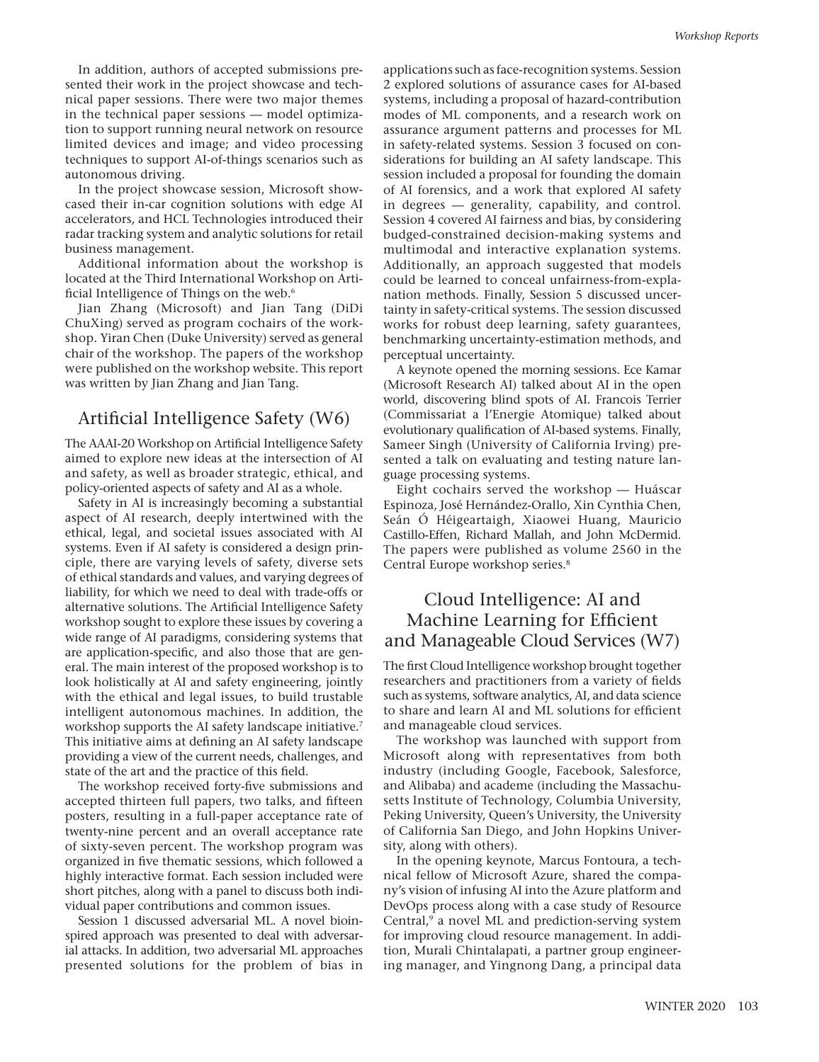In addition, authors of accepted submissions presented their work in the project showcase and technical paper sessions. There were two major themes in the technical paper sessions — model optimization to support running neural network on resource limited devices and image; and video processing techniques to support AI-of-things scenarios such as autonomous driving.

In the project showcase session, Microsoft showcased their in-car cognition solutions with edge AI accelerators, and HCL Technologies introduced their radar tracking system and analytic solutions for retail business management.

Additional information about the workshop is located at the Third International Workshop on Artificial Intelligence of Things on the web.[6]

Jian Zhang (Microsoft) and Jian Tang (DiDi ChuXing) served as program cochairs of the workshop. Yiran Chen (Duke University) served as general chair of the workshop. The papers of the workshop were published on the workshop website. This report was written by Jian Zhang and Jian Tang.

## Artificial Intelligence Safety (W6)

The AAAI-20 Workshop on Artificial Intelligence Safety aimed to explore new ideas at the intersection of AI and safety, as well as broader strategic, ethical, and policy-oriented aspects of safety and AI as a whole.

Safety in AI is increasingly becoming a substantial aspect of AI research, deeply intertwined with the ethical, legal, and societal issues associated with AI systems. Even if AI safety is considered a design principle, there are varying levels of safety, diverse sets of ethical standards and values, and varying degrees of liability, for which we need to deal with trade-offs or alternative solutions. The Artificial Intelligence Safety workshop sought to explore these issues by covering a wide range of AI paradigms, considering systems that are application-specific, and also those that are general. The main interest of the proposed workshop is to look holistically at AI and safety engineering, jointly with the ethical and legal issues, to build trustable intelligent autonomous machines. In addition, the workshop supports the AI safety landscape initiative.[7] This initiative aims at defining an AI safety landscape providing a view of the current needs, challenges, and state of the art and the practice of this field.

The workshop received forty-five submissions and accepted thirteen full papers, two talks, and fifteen posters, resulting in a full-paper acceptance rate of twenty-nine percent and an overall acceptance rate of sixty-seven percent. The workshop program was organized in five thematic sessions, which followed a highly interactive format. Each session included were short pitches, along with a panel to discuss both individual paper contributions and common issues.

Session 1 discussed adversarial ML. A novel bioinspired approach was presented to deal with adversarial attacks. In addition, two adversarial ML approaches presented solutions for the problem of bias in applications such as face-recognition systems. Session 2 explored solutions of assurance cases for AI-based systems, including a proposal of hazard-contribution modes of ML components, and a research work on assurance argument patterns and processes for ML in safety-related systems. Session 3 focused on considerations for building an AI safety landscape. This session included a proposal for founding the domain of AI forensics, and a work that explored AI safety in degrees — generality, capability, and control. Session 4 covered AI fairness and bias, by considering budged-constrained decision-making systems and multimodal and interactive explanation systems. Additionally, an approach suggested that models could be learned to conceal unfairness-from-explanation methods. Finally, Session 5 discussed uncertainty in safety-critical systems. The session discussed works for robust deep learning, safety guarantees, benchmarking uncertainty-estimation methods, and perceptual uncertainty.

A keynote opened the morning sessions. Ece Kamar (Microsoft Research AI) talked about AI in the open world, discovering blind spots of AI. Francois Terrier (Commissariat a l'Energie Atomique) talked about evolutionary qualification of AI-based systems. Finally, Sameer Singh (University of California Irving) presented a talk on evaluating and testing nature language processing systems.

Eight cochairs served the workshop — Huáscar Espinoza, José Hernández-Orallo, Xin Cynthia Chen, Seán Ó Héigeartaigh, Xiaowei Huang, Mauricio Castillo-Effen, Richard Mallah, and John McDermid. The papers were published as volume 2560 in the Central Europe workshop series.[8]

## Cloud Intelligence: AI and Machine Learning for Efficient and Manageable Cloud Services (W7)

The first Cloud Intelligence workshop brought together researchers and practitioners from a variety of fields such as systems, software analytics, AI, and data science to share and learn AI and ML solutions for efficient and manageable cloud services.

The workshop was launched with support from Microsoft along with representatives from both industry (including Google, Facebook, Salesforce, and Alibaba) and academe (including the Massachusetts Institute of Technology, Columbia University, Peking University, Queen's University, the University of California San Diego, and John Hopkins University, along with others).

In the opening keynote, Marcus Fontoura, a technical fellow of Microsoft Azure, shared the company's vision of infusing AI into the Azure platform and DevOps process along with a case study of Resource Central,[9] a novel ML and prediction-serving system for improving cloud resource management. In addition, Murali Chintalapati, a partner group engineering manager, and Yingnong Dang, a principal data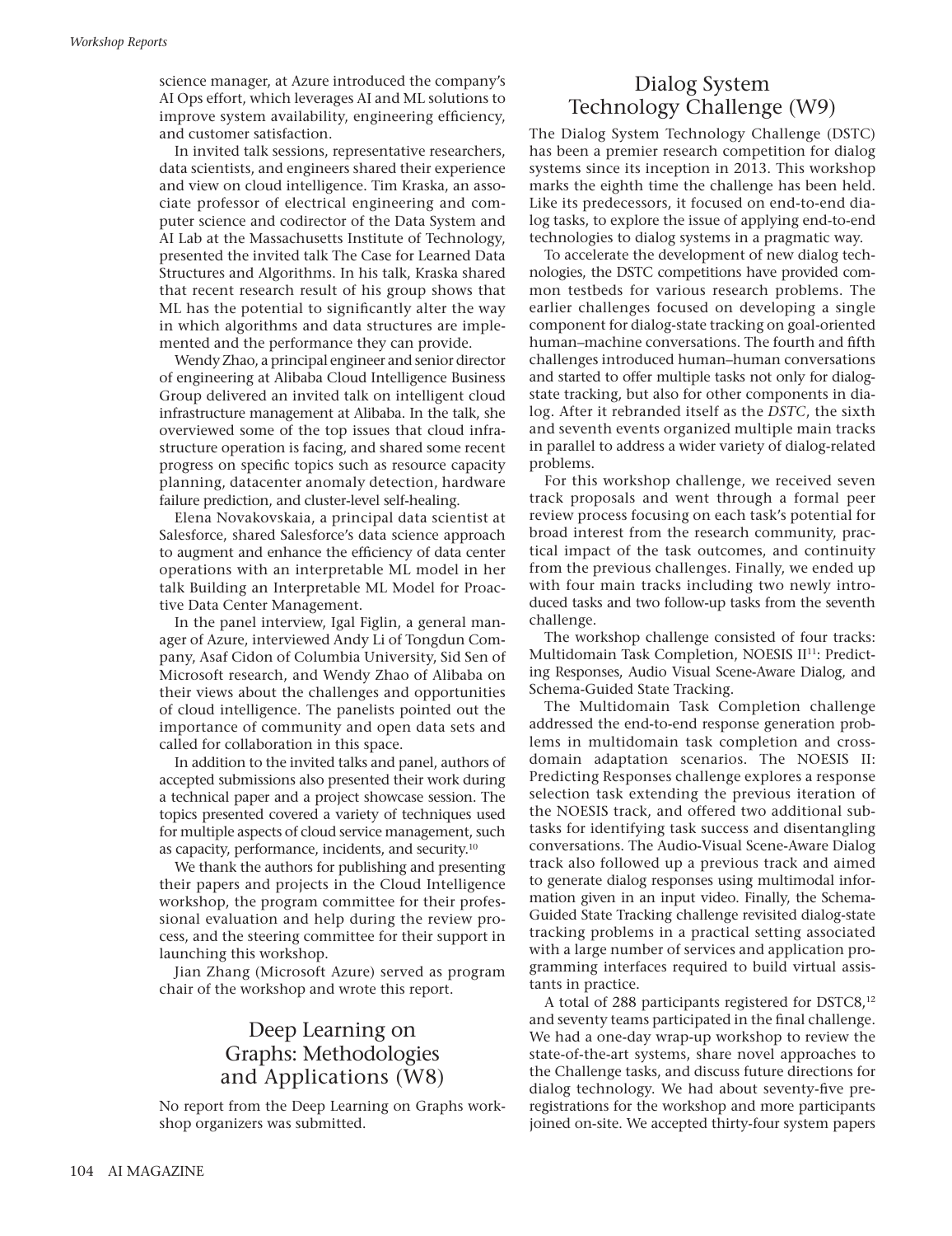science manager, at Azure introduced the company's AI Ops effort, which leverages AI and ML solutions to improve system availability, engineering efficiency, and customer satisfaction.

In invited talk sessions, representative researchers, data scientists, and engineers shared their experience and view on cloud intelligence. Tim Kraska, an associate professor of electrical engineering and computer science and codirector of the Data System and AI Lab at the Massachusetts Institute of Technology, presented the invited talk The Case for Learned Data Structures and Algorithms. In his talk, Kraska shared that recent research result of his group shows that ML has the potential to significantly alter the way in which algorithms and data structures are implemented and the performance they can provide.

Wendy Zhao, a principal engineer and senior director of engineering at Alibaba Cloud Intelligence Business Group delivered an invited talk on intelligent cloud infrastructure management at Alibaba. In the talk, she overviewed some of the top issues that cloud infrastructure operation is facing, and shared some recent progress on specific topics such as resource capacity planning, datacenter anomaly detection, hardware failure prediction, and cluster-level self-healing.

Elena Novakovskaia, a principal data scientist at Salesforce, shared Salesforce's data science approach to augment and enhance the efficiency of data center operations with an interpretable ML model in her talk Building an Interpretable ML Model for Proactive Data Center Management.

In the panel interview, Igal Figlin, a general manager of Azure, interviewed Andy Li of Tongdun Company, Asaf Cidon of Columbia University, Sid Sen of Microsoft research, and Wendy Zhao of Alibaba on their views about the challenges and opportunities of cloud intelligence. The panelists pointed out the importance of community and open data sets and called for collaboration in this space.

In addition to the invited talks and panel, authors of accepted submissions also presented their work during a technical paper and a project showcase session. The topics presented covered a variety of techniques used for multiple aspects of cloud service management, such as capacity, performance, incidents, and security.[10]

We thank the authors for publishing and presenting their papers and projects in the Cloud Intelligence workshop, the program committee for their professional evaluation and help during the review process, and the steering committee for their support in launching this workshop.

Jian Zhang (Microsoft Azure) served as program chair of the workshop and wrote this report.

## Deep Learning on Graphs: Methodologies and Applications (W8)

No report from the Deep Learning on Graphs workshop organizers was submitted.

## Dialog System Technology Challenge (W9)

The Dialog System Technology Challenge (DSTC) has been a premier research competition for dialog systems since its inception in 2013. This workshop marks the eighth time the challenge has been held. Like its predecessors, it focused on end-to-end dialog tasks, to explore the issue of applying end-to-end technologies to dialog systems in a pragmatic way.

To accelerate the development of new dialog technologies, the DSTC competitions have provided common testbeds for various research problems. The earlier challenges focused on developing a single component for dialog-state tracking on goal-oriented human–machine conversations. The fourth and fifth challenges introduced human–human conversations and started to offer multiple tasks not only for dialog-state tracking, but also for other components in dialog. After it rebranded itself as the *DSTC*, the sixth and seventh events organized multiple main tracks in parallel to address a wider variety of dialog-related problems.

For this workshop challenge, we received seven track proposals and went through a formal peer review process focusing on each task's potential for broad interest from the research community, practical impact of the task outcomes, and continuity from the previous challenges. Finally, we ended up with four main tracks including two newly introduced tasks and two follow-up tasks from the seventh challenge.

The workshop challenge consisted of four tracks: Multidomain Task Completion, NOESIS II[11]: Predicting Responses, Audio Visual Scene-Aware Dialog, and Schema-Guided State Tracking.

The Multidomain Task Completion challenge addressed the end-to-end response generation problems in multidomain task completion and cross-domain adaptation scenarios. The NOESIS II: Predicting Responses challenge explores a response selection task extending the previous iteration of the NOESIS track, and offered two additional subtasks for identifying task success and disentangling conversations. The Audio-Visual Scene-Aware Dialog track also followed up a previous track and aimed to generate dialog responses using multimodal information given in an input video. Finally, the Schema-Guided State Tracking challenge revisited dialog-state tracking problems in a practical setting associated with a large number of services and application programming interfaces required to build virtual assistants in practice.

A total of 288 participants registered for DSTC8,[12] and seventy teams participated in the final challenge. We had a one-day wrap-up workshop to review the state-of-the-art systems, share novel approaches to the Challenge tasks, and discuss future directions for dialog technology. We had about seventy-five preregistrations for the workshop and more participants joined on-site. We accepted thirty-four system papers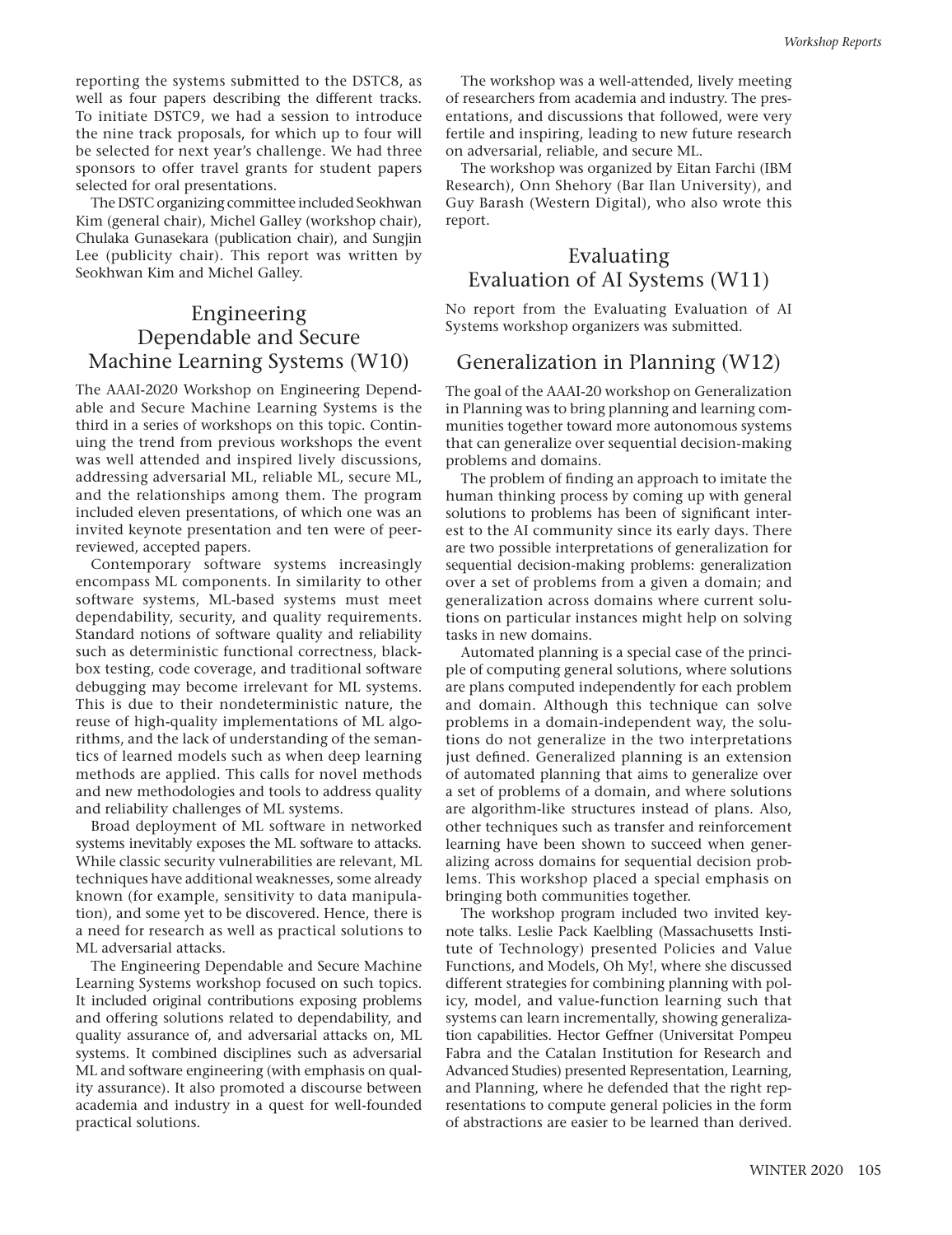reporting the systems submitted to the DSTC8, as well as four papers describing the different tracks. To initiate DSTC9, we had a session to introduce the nine track proposals, for which up to four will be selected for next year's challenge. We had three sponsors to offer travel grants for student papers selected for oral presentations.

The DSTC organizing committee included Seokhwan Kim (general chair), Michel Galley (workshop chair), Chulaka Gunasekara (publication chair), and Sungjin Lee (publicity chair). This report was written by Seokhwan Kim and Michel Galley.

## Engineering Dependable and Secure Machine Learning Systems (W10)

The AAAI-2020 Workshop on Engineering Dependable and Secure Machine Learning Systems is the third in a series of workshops on this topic. Continuing the trend from previous workshops the event was well attended and inspired lively discussions, addressing adversarial ML, reliable ML, secure ML, and the relationships among them. The program included eleven presentations, of which one was an invited keynote presentation and ten were of peer-reviewed, accepted papers.

Contemporary software systems increasingly encompass ML components. In similarity to other software systems, ML-based systems must meet dependability, security, and quality requirements. Standard notions of software quality and reliability such as deterministic functional correctness, black-box testing, code coverage, and traditional software debugging may become irrelevant for ML systems. This is due to their nondeterministic nature, the reuse of high-quality implementations of ML algorithms, and the lack of understanding of the semantics of learned models such as when deep learning methods are applied. This calls for novel methods and new methodologies and tools to address quality and reliability challenges of ML systems.

Broad deployment of ML software in networked systems inevitably exposes the ML software to attacks. While classic security vulnerabilities are relevant, ML techniques have additional weaknesses, some already known (for example, sensitivity to data manipulation), and some yet to be discovered. Hence, there is a need for research as well as practical solutions to ML adversarial attacks.

The Engineering Dependable and Secure Machine Learning Systems workshop focused on such topics. It included original contributions exposing problems and offering solutions related to dependability, and quality assurance of, and adversarial attacks on, ML systems. It combined disciplines such as adversarial ML and software engineering (with emphasis on quality assurance). It also promoted a discourse between academia and industry in a quest for well-founded practical solutions.

The workshop was a well-attended, lively meeting of researchers from academia and industry. The presentations, and discussions that followed, were very fertile and inspiring, leading to new future research on adversarial, reliable, and secure ML.

The workshop was organized by Eitan Farchi (IBM Research), Onn Shehory (Bar Ilan University), and Guy Barash (Western Digital), who also wrote this report.

## Evaluating Evaluation of AI Systems (W11)

No report from the Evaluating Evaluation of AI Systems workshop organizers was submitted.

## Generalization in Planning (W12)

The goal of the AAAI-20 workshop on Generalization in Planning was to bring planning and learning communities together toward more autonomous systems that can generalize over sequential decision-making problems and domains.

The problem of finding an approach to imitate the human thinking process by coming up with general solutions to problems has been of significant interest to the AI community since its early days. There are two possible interpretations of generalization for sequential decision-making problems: generalization over a set of problems from a given a domain; and generalization across domains where current solutions on particular instances might help on solving tasks in new domains.

Automated planning is a special case of the principle of computing general solutions, where solutions are plans computed independently for each problem and domain. Although this technique can solve problems in a domain-independent way, the solutions do not generalize in the two interpretations just defined. Generalized planning is an extension of automated planning that aims to generalize over a set of problems of a domain, and where solutions are algorithm-like structures instead of plans. Also, other techniques such as transfer and reinforcement learning have been shown to succeed when generalizing across domains for sequential decision problems. This workshop placed a special emphasis on bringing both communities together.

The workshop program included two invited keynote talks. Leslie Pack Kaelbling (Massachusetts Institute of Technology) presented Policies and Value Functions, and Models, Oh My!, where she discussed different strategies for combining planning with policy, model, and value-function learning such that systems can learn incrementally, showing generalization capabilities. Hector Geffner (Universitat Pompeu Fabra and the Catalan Institution for Research and Advanced Studies) presented Representation, Learning, and Planning, where he defended that the right representations to compute general policies in the form of abstractions are easier to be learned than derived.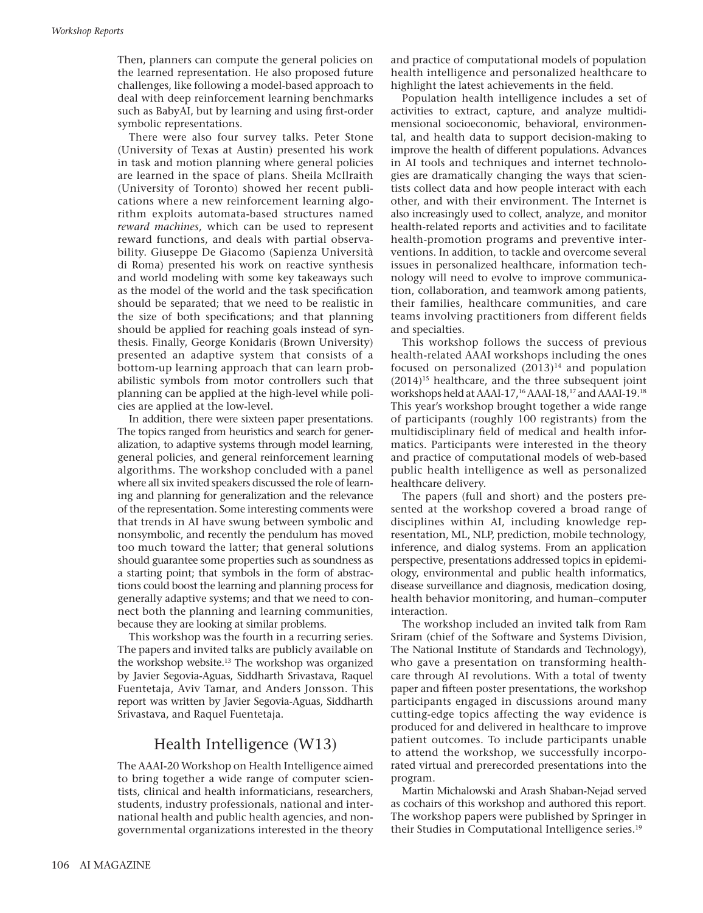Then, planners can compute the general policies on the learned representation. He also proposed future challenges, like following a model-based approach to deal with deep reinforcement learning benchmarks such as BabyAI, but by learning and using first-order symbolic representations.

There were also four survey talks. Peter Stone (University of Texas at Austin) presented his work in task and motion planning where general policies are learned in the space of plans. Sheila McIlraith (University of Toronto) showed her recent publications where a new reinforcement learning algorithm exploits automata-based structures named *reward machines,* which can be used to represent reward functions, and deals with partial observability. Giuseppe De Giacomo (Sapienza Università di Roma) presented his work on reactive synthesis and world modeling with some key takeaways such as the model of the world and the task specification should be separated; that we need to be realistic in the size of both specifications; and that planning should be applied for reaching goals instead of synthesis. Finally, George Konidaris (Brown University) presented an adaptive system that consists of a bottom-up learning approach that can learn probabilistic symbols from motor controllers such that planning can be applied at the high-level while policies are applied at the low-level.

In addition, there were sixteen paper presentations. The topics ranged from heuristics and search for generalization, to adaptive systems through model learning, general policies, and general reinforcement learning algorithms. The workshop concluded with a panel where all six invited speakers discussed the role of learning and planning for generalization and the relevance of the representation. Some interesting comments were that trends in AI have swung between symbolic and nonsymbolic, and recently the pendulum has moved too much toward the latter; that general solutions should guarantee some properties such as soundness as a starting point; that symbols in the form of abstractions could boost the learning and planning process for generally adaptive systems; and that we need to connect both the planning and learning communities, because they are looking at similar problems.

This workshop was the fourth in a recurring series. The papers and invited talks are publicly available on the workshop website.[13] The workshop was organized by Javier Segovia-Aguas, Siddharth Srivastava, Raquel Fuentetaja, Aviv Tamar, and Anders Jonsson. This report was written by Javier Segovia-Aguas, Siddharth Srivastava, and Raquel Fuentetaja.

## Health Intelligence (W13)

The AAAI-20 Workshop on Health Intelligence aimed to bring together a wide range of computer scientists, clinical and health informaticians, researchers, students, industry professionals, national and international health and public health agencies, and nongovernmental organizations interested in the theory and practice of computational models of population health intelligence and personalized healthcare to highlight the latest achievements in the field.

Population health intelligence includes a set of activities to extract, capture, and analyze multidimensional socioeconomic, behavioral, environmental, and health data to support decision-making to improve the health of different populations. Advances in AI tools and techniques and internet technologies are dramatically changing the ways that scientists collect data and how people interact with each other, and with their environment. The Internet is also increasingly used to collect, analyze, and monitor health-related reports and activities and to facilitate health-promotion programs and preventive interventions. In addition, to tackle and overcome several issues in personalized healthcare, information technology will need to evolve to improve communication, collaboration, and teamwork among patients, their families, healthcare communities, and care teams involving practitioners from different fields and specialties.

This workshop follows the success of previous health-related AAAI workshops including the ones focused on personalized (2013)[14] and population (2014)[15] healthcare, and the three subsequent joint workshops held at AAAI-17,[16] AAAI-18,[17] and AAAI-19.[18] This year's workshop brought together a wide range of participants (roughly 100 registrants) from the multidisciplinary field of medical and health informatics. Participants were interested in the theory and practice of computational models of web-based public health intelligence as well as personalized healthcare delivery.

The papers (full and short) and the posters presented at the workshop covered a broad range of disciplines within AI, including knowledge representation, ML, NLP, prediction, mobile technology, inference, and dialog systems. From an application perspective, presentations addressed topics in epidemiology, environmental and public health informatics, disease surveillance and diagnosis, medication dosing, health behavior monitoring, and human–computer interaction.

The workshop included an invited talk from Ram Sriram (chief of the Software and Systems Division, The National Institute of Standards and Technology), who gave a presentation on transforming healthcare through AI revolutions. With a total of twenty paper and fifteen poster presentations, the workshop participants engaged in discussions around many cutting-edge topics affecting the way evidence is produced for and delivered in healthcare to improve patient outcomes. To include participants unable to attend the workshop, we successfully incorporated virtual and prerecorded presentations into the program.

Martin Michalowski and Arash Shaban-Nejad served as cochairs of this workshop and authored this report. The workshop papers were published by Springer in their Studies in Computational Intelligence series.[19]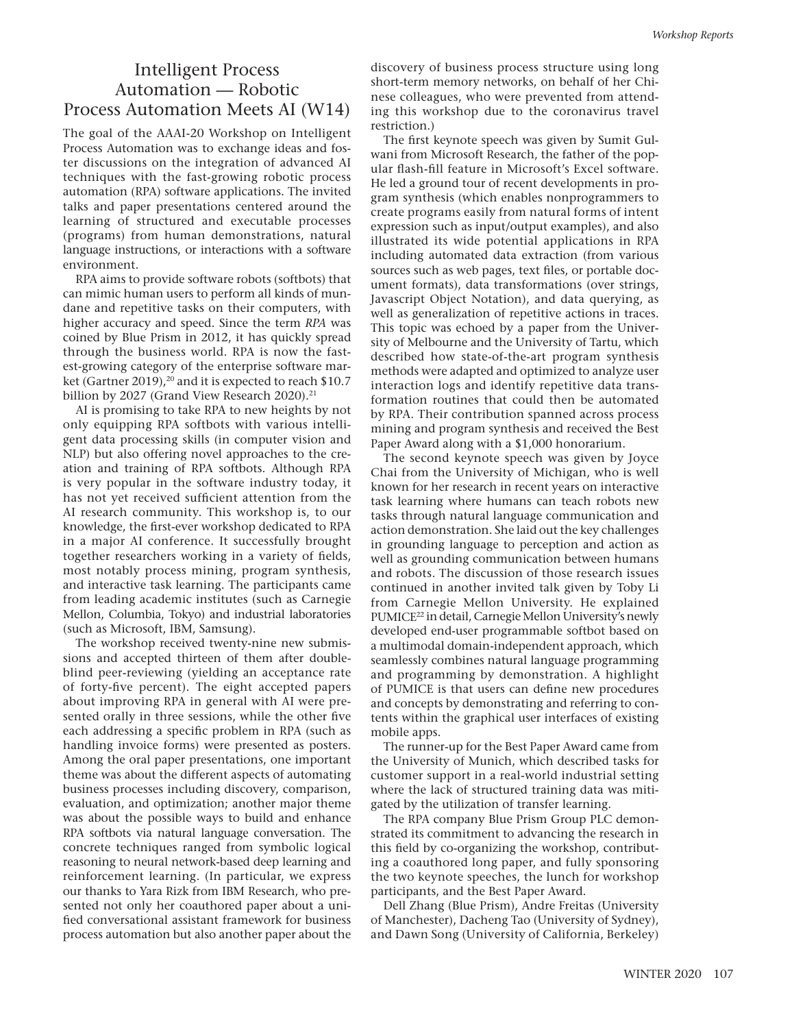## Intelligent Process Automation — Robotic Process Automation Meets AI (W14)

The goal of the AAAI-20 Workshop on Intelligent Process Automation was to exchange ideas and foster discussions on the integration of advanced AI techniques with the fast-growing robotic process automation (RPA) software applications. The invited talks and paper presentations centered around the learning of structured and executable processes (programs) from human demonstrations, natural language instructions, or interactions with a software environment.

RPA aims to provide software robots (softbots) that can mimic human users to perform all kinds of mundane and repetitive tasks on their computers, with higher accuracy and speed. Since the term *RPA* was coined by Blue Prism in 2012, it has quickly spread through the business world. RPA is now the fastest-growing category of the enterprise software market (Gartner 2019),[20] and it is expected to reach $10.7 billion by 2027 (Grand View Research 2020).[21]

AI is promising to take RPA to new heights by not only equipping RPA softbots with various intelligent data processing skills (in computer vision and NLP) but also offering novel approaches to the creation and training of RPA softbots. Although RPA is very popular in the software industry today, it has not yet received sufficient attention from the AI research community. This workshop is, to our knowledge, the first-ever workshop dedicated to RPA in a major AI conference. It successfully brought together researchers working in a variety of fields, most notably process mining, program synthesis, and interactive task learning. The participants came from leading academic institutes (such as Carnegie Mellon, Columbia, Tokyo) and industrial laboratories (such as Microsoft, IBM, Samsung).

The workshop received twenty-nine new submissions and accepted thirteen of them after double-blind peer-reviewing (yielding an acceptance rate of forty-five percent). The eight accepted papers about improving RPA in general with AI were presented orally in three sessions, while the other five each addressing a specific problem in RPA (such as handling invoice forms) were presented as posters. Among the oral paper presentations, one important theme was about the different aspects of automating business processes including discovery, comparison, evaluation, and optimization; another major theme was about the possible ways to build and enhance RPA softbots via natural language conversation. The concrete techniques ranged from symbolic logical reasoning to neural network-based deep learning and reinforcement learning. (In particular, we express our thanks to Yara Rizk from IBM Research, who presented not only her coauthored paper about a unified conversational assistant framework for business process automation but also another paper about the discovery of business process structure using long short-term memory networks, on behalf of her Chinese colleagues, who were prevented from attending this workshop due to the coronavirus travel restriction.)

The first keynote speech was given by Sumit Gulwani from Microsoft Research, the father of the popular flash-fill feature in Microsoft's Excel software. He led a ground tour of recent developments in program synthesis (which enables nonprogrammers to create programs easily from natural forms of intent expression such as input/output examples), and also illustrated its wide potential applications in RPA including automated data extraction (from various sources such as web pages, text files, or portable document formats), data transformations (over strings, Javascript Object Notation), and data querying, as well as generalization of repetitive actions in traces. This topic was echoed by a paper from the University of Melbourne and the University of Tartu, which described how state-of-the-art program synthesis methods were adapted and optimized to analyze user interaction logs and identify repetitive data transformation routines that could then be automated by RPA. Their contribution spanned across process mining and program synthesis and received the Best Paper Award along with a $1,000 honorarium.

The second keynote speech was given by Joyce Chai from the University of Michigan, who is well known for her research in recent years on interactive task learning where humans can teach robots new tasks through natural language communication and action demonstration. She laid out the key challenges in grounding language to perception and action as well as grounding communication between humans and robots. The discussion of those research issues continued in another invited talk given by Toby Li from Carnegie Mellon University. He explained PUMICE[22] in detail, Carnegie Mellon University's newly developed end-user programmable softbot based on a multimodal domain-independent approach, which seamlessly combines natural language programming and programming by demonstration. A highlight of PUMICE is that users can define new procedures and concepts by demonstrating and referring to contents within the graphical user interfaces of existing mobile apps.

The runner-up for the Best Paper Award came from the University of Munich, which described tasks for customer support in a real-world industrial setting where the lack of structured training data was mitigated by the utilization of transfer learning.

The RPA company Blue Prism Group PLC demonstrated its commitment to advancing the research in this field by co-organizing the workshop, contributing a coauthored long paper, and fully sponsoring the two keynote speeches, the lunch for workshop participants, and the Best Paper Award.

Dell Zhang (Blue Prism), Andre Freitas (University of Manchester), Dacheng Tao (University of Sydney), and Dawn Song (University of California, Berkeley)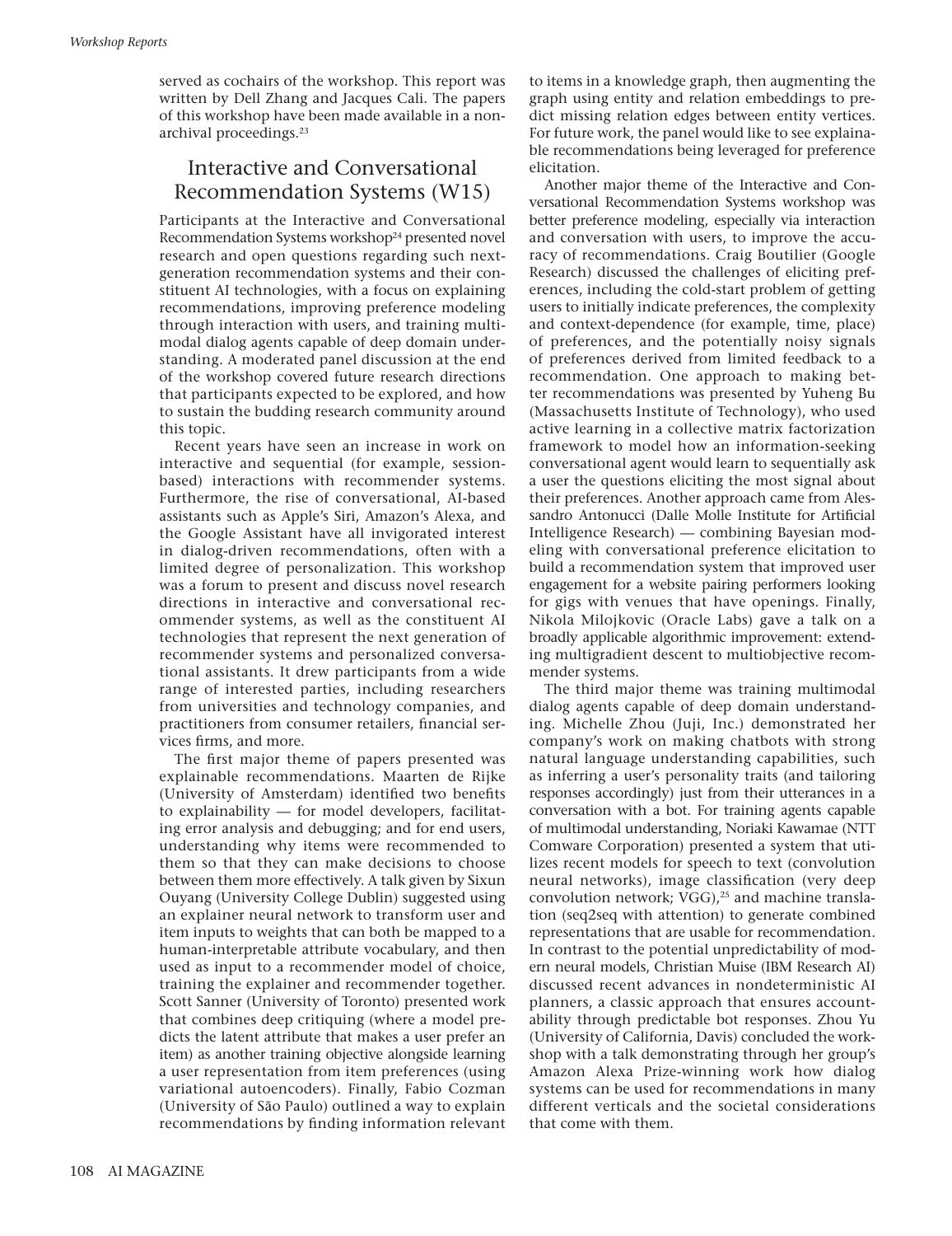served as cochairs of the workshop. This report was written by Dell Zhang and Jacques Cali. The papers of this workshop have been made available in a nonarchival proceedings.[23]

## Interactive and Conversational Recommendation Systems (W15)

Participants at the Interactive and Conversational Recommendation Systems workshop[24] presented novel research and open questions regarding such next-generation recommendation systems and their constituent AI technologies, with a focus on explaining recommendations, improving preference modeling through interaction with users, and training multimodal dialog agents capable of deep domain understanding. A moderated panel discussion at the end of the workshop covered future research directions that participants expected to be explored, and how to sustain the budding research community around this topic.

Recent years have seen an increase in work on interactive and sequential (for example, session-based) interactions with recommender systems. Furthermore, the rise of conversational, AI-based assistants such as Apple's Siri, Amazon's Alexa, and the Google Assistant have all invigorated interest in dialog-driven recommendations, often with a limited degree of personalization. This workshop was a forum to present and discuss novel research directions in interactive and conversational recommender systems, as well as the constituent AI technologies that represent the next generation of recommender systems and personalized conversational assistants. It drew participants from a wide range of interested parties, including researchers from universities and technology companies, and practitioners from consumer retailers, financial services firms, and more.

The first major theme of papers presented was explainable recommendations. Maarten de Rijke (University of Amsterdam) identified two benefits to explainability — for model developers, facilitating error analysis and debugging; and for end users, understanding why items were recommended to them so that they can make decisions to choose between them more effectively. A talk given by Sixun Ouyang (University College Dublin) suggested using an explainer neural network to transform user and item inputs to weights that can both be mapped to a human-interpretable attribute vocabulary, and then used as input to a recommender model of choice, training the explainer and recommender together. Scott Sanner (University of Toronto) presented work that combines deep critiquing (where a model predicts the latent attribute that makes a user prefer an item) as another training objective alongside learning a user representation from item preferences (using variational autoencoders). Finally, Fabio Cozman (University of São Paulo) outlined a way to explain recommendations by finding information relevant to items in a knowledge graph, then augmenting the graph using entity and relation embeddings to predict missing relation edges between entity vertices. For future work, the panel would like to see explainable recommendations being leveraged for preference elicitation.

Another major theme of the Interactive and Conversational Recommendation Systems workshop was better preference modeling, especially via interaction and conversation with users, to improve the accuracy of recommendations. Craig Boutilier (Google Research) discussed the challenges of eliciting preferences, including the cold-start problem of getting users to initially indicate preferences, the complexity and context-dependence (for example, time, place) of preferences, and the potentially noisy signals of preferences derived from limited feedback to a recommendation. One approach to making better recommendations was presented by Yuheng Bu (Massachusetts Institute of Technology), who used active learning in a collective matrix factorization framework to model how an information-seeking conversational agent would learn to sequentially ask a user the questions eliciting the most signal about their preferences. Another approach came from Alessandro Antonucci (Dalle Molle Institute for Artificial Intelligence Research) — combining Bayesian modeling with conversational preference elicitation to build a recommendation system that improved user engagement for a website pairing performers looking for gigs with venues that have openings. Finally, Nikola Milojkovic (Oracle Labs) gave a talk on a broadly applicable algorithmic improvement: extending multigradient descent to multiobjective recommender systems.

The third major theme was training multimodal dialog agents capable of deep domain understanding. Michelle Zhou (Juji, Inc.) demonstrated her company's work on making chatbots with strong natural language understanding capabilities, such as inferring a user's personality traits (and tailoring responses accordingly) just from their utterances in a conversation with a bot. For training agents capable of multimodal understanding, Noriaki Kawamae (NTT Comware Corporation) presented a system that utilizes recent models for speech to text (convolution neural networks), image classification (very deep convolution network; VGG),[25] and machine translation (seq2seq with attention) to generate combined representations that are usable for recommendation. In contrast to the potential unpredictability of modern neural models, Christian Muise (IBM Research AI) discussed recent advances in nondeterministic AI planners, a classic approach that ensures accountability through predictable bot responses. Zhou Yu (University of California, Davis) concluded the workshop with a talk demonstrating through her group's Amazon Alexa Prize-winning work how dialog systems can be used for recommendations in many different verticals and the societal considerations that come with them.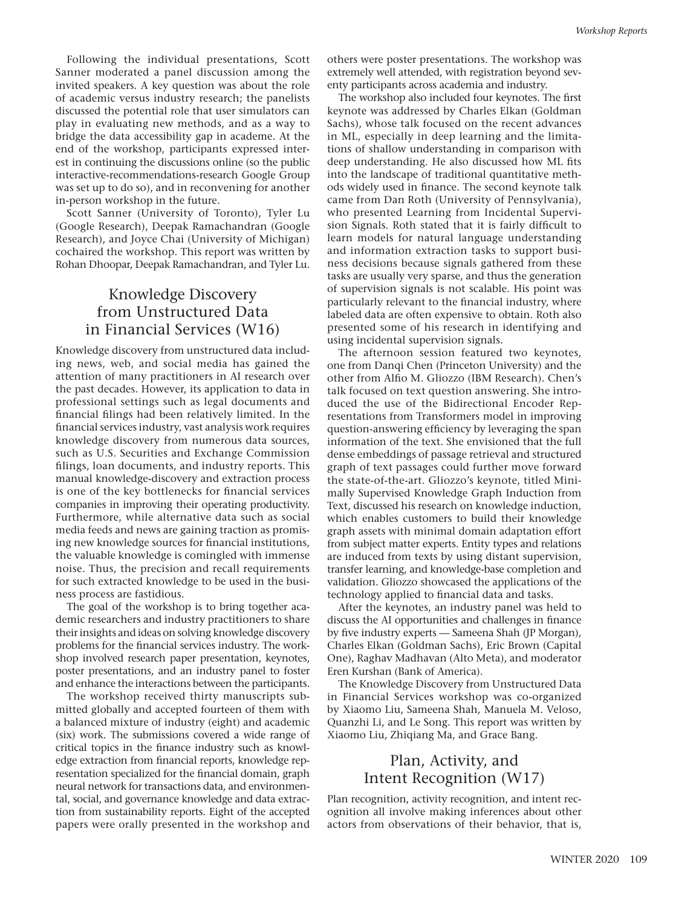Following the individual presentations, Scott Sanner moderated a panel discussion among the invited speakers. A key question was about the role of academic versus industry research; the panelists discussed the potential role that user simulators can play in evaluating new methods, and as a way to bridge the data accessibility gap in academe. At the end of the workshop, participants expressed interest in continuing the discussions online (so the public interactive-recommendations-research Google Group was set up to do so), and in reconvening for another in-person workshop in the future.

Scott Sanner (University of Toronto), Tyler Lu (Google Research), Deepak Ramachandran (Google Research), and Joyce Chai (University of Michigan) cochaired the workshop. This report was written by Rohan Dhoopar, Deepak Ramachandran, and Tyler Lu.

## Knowledge Discovery from Unstructured Data in Financial Services (W16)

Knowledge discovery from unstructured data including news, web, and social media has gained the attention of many practitioners in AI research over the past decades. However, its application to data in professional settings such as legal documents and financial filings had been relatively limited. In the financial services industry, vast analysis work requires knowledge discovery from numerous data sources, such as U.S. Securities and Exchange Commission filings, loan documents, and industry reports. This manual knowledge-discovery and extraction process is one of the key bottlenecks for financial services companies in improving their operating productivity. Furthermore, while alternative data such as social media feeds and news are gaining traction as promising new knowledge sources for financial institutions, the valuable knowledge is comingled with immense noise. Thus, the precision and recall requirements for such extracted knowledge to be used in the business process are fastidious.

The goal of the workshop is to bring together academic researchers and industry practitioners to share their insights and ideas on solving knowledge discovery problems for the financial services industry. The workshop involved research paper presentation, keynotes, poster presentations, and an industry panel to foster and enhance the interactions between the participants.

The workshop received thirty manuscripts submitted globally and accepted fourteen of them with a balanced mixture of industry (eight) and academic (six) work. The submissions covered a wide range of critical topics in the finance industry such as knowledge extraction from financial reports, knowledge representation specialized for the financial domain, graph neural network for transactions data, and environmental, social, and governance knowledge and data extraction from sustainability reports. Eight of the accepted papers were orally presented in the workshop and others were poster presentations. The workshop was extremely well attended, with registration beyond seventy participants across academia and industry.

The workshop also included four keynotes. The first keynote was addressed by Charles Elkan (Goldman Sachs), whose talk focused on the recent advances in ML, especially in deep learning and the limitations of shallow understanding in comparison with deep understanding. He also discussed how ML fits into the landscape of traditional quantitative methods widely used in finance. The second keynote talk came from Dan Roth (University of Pennsylvania), who presented Learning from Incidental Supervision Signals. Roth stated that it is fairly difficult to learn models for natural language understanding and information extraction tasks to support business decisions because signals gathered from these tasks are usually very sparse, and thus the generation of supervision signals is not scalable. His point was particularly relevant to the financial industry, where labeled data are often expensive to obtain. Roth also presented some of his research in identifying and using incidental supervision signals.

The afternoon session featured two keynotes, one from Danqi Chen (Princeton University) and the other from Alfio M. Gliozzo (IBM Research). Chen's talk focused on text question answering. She introduced the use of the Bidirectional Encoder Representations from Transformers model in improving question-answering efficiency by leveraging the span information of the text. She envisioned that the full dense embeddings of passage retrieval and structured graph of text passages could further move forward the state-of-the-art. Gliozzo's keynote, titled Minimally Supervised Knowledge Graph Induction from Text, discussed his research on knowledge induction, which enables customers to build their knowledge graph assets with minimal domain adaptation effort from subject matter experts. Entity types and relations are induced from texts by using distant supervision, transfer learning, and knowledge-base completion and validation. Gliozzo showcased the applications of the technology applied to financial data and tasks.

After the keynotes, an industry panel was held to discuss the AI opportunities and challenges in finance by five industry experts — Sameena Shah (JP Morgan), Charles Elkan (Goldman Sachs), Eric Brown (Capital One), Raghav Madhavan (Alto Meta), and moderator Eren Kurshan (Bank of America).

The Knowledge Discovery from Unstructured Data in Financial Services workshop was co-organized by Xiaomo Liu, Sameena Shah, Manuela M. Veloso, Quanzhi Li, and Le Song. This report was written by Xiaomo Liu, Zhiqiang Ma, and Grace Bang.

## Plan, Activity, and Intent Recognition (W17)

Plan recognition, activity recognition, and intent recognition all involve making inferences about other actors from observations of their behavior, that is,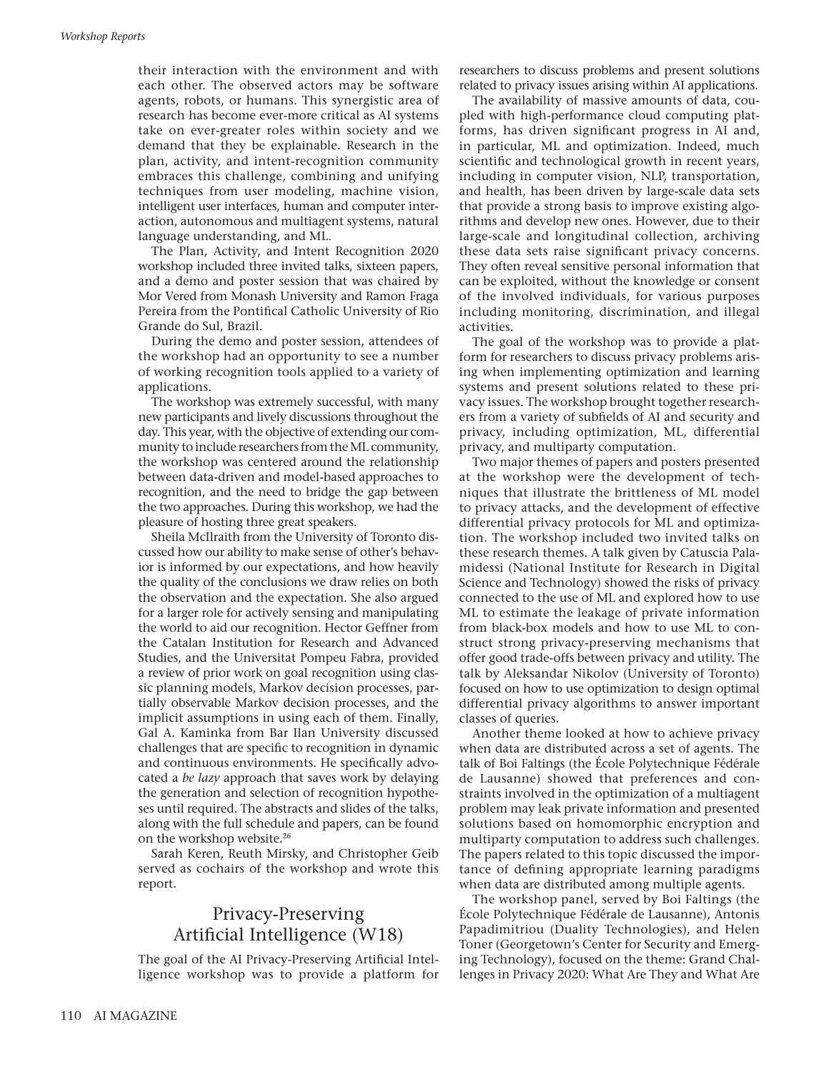their interaction with the environment and with each other. The observed actors may be software agents, robots, or humans. This synergistic area of research has become ever-more critical as AI systems take on ever-greater roles within society and we demand that they be explainable. Research in the plan, activity, and intent-recognition community embraces this challenge, combining and unifying techniques from user modeling, machine vision, intelligent user interfaces, human and computer interaction, autonomous and multiagent systems, natural language understanding, and ML.

The Plan, Activity, and Intent Recognition 2020 workshop included three invited talks, sixteen papers, and a demo and poster session that was chaired by Mor Vered from Monash University and Ramon Fraga Pereira from the Pontifical Catholic University of Rio Grande do Sul, Brazil.

During the demo and poster session, attendees of the workshop had an opportunity to see a number of working recognition tools applied to a variety of applications.

The workshop was extremely successful, with many new participants and lively discussions throughout the day. This year, with the objective of extending our community to include researchers from the ML community, the workshop was centered around the relationship between data-driven and model-based approaches to recognition, and the need to bridge the gap between the two approaches. During this workshop, we had the pleasure of hosting three great speakers.

Sheila McIlraith from the University of Toronto discussed how our ability to make sense of other's behavior is informed by our expectations, and how heavily the quality of the conclusions we draw relies on both the observation and the expectation. She also argued for a larger role for actively sensing and manipulating the world to aid our recognition. Hector Geffner from the Catalan Institution for Research and Advanced Studies, and the Universitat Pompeu Fabra, provided a review of prior work on goal recognition using classic planning models, Markov decision processes, partially observable Markov decision processes, and the implicit assumptions in using each of them. Finally, Gal A. Kaminka from Bar Ilan University discussed challenges that are specific to recognition in dynamic and continuous environments. He specifically advocated a *be lazy* approach that saves work by delaying the generation and selection of recognition hypotheses until required. The abstracts and slides of the talks, along with the full schedule and papers, can be found on the workshop website.[26]

Sarah Keren, Reuth Mirsky, and Christopher Geib served as cochairs of the workshop and wrote this report.

## Privacy-Preserving Artificial Intelligence (W18)

The goal of the AI Privacy-Preserving Artificial Intelligence workshop was to provide a platform for researchers to discuss problems and present solutions related to privacy issues arising within AI applications.

The availability of massive amounts of data, coupled with high-performance cloud computing platforms, has driven significant progress in AI and, in particular, ML and optimization. Indeed, much scientific and technological growth in recent years, including in computer vision, NLP, transportation, and health, has been driven by large-scale data sets that provide a strong basis to improve existing algorithms and develop new ones. However, due to their large-scale and longitudinal collection, archiving these data sets raise significant privacy concerns. They often reveal sensitive personal information that can be exploited, without the knowledge or consent of the involved individuals, for various purposes including monitoring, discrimination, and illegal activities.

The goal of the workshop was to provide a platform for researchers to discuss privacy problems arising when implementing optimization and learning systems and present solutions related to these privacy issues. The workshop brought together researchers from a variety of subfields of AI and security and privacy, including optimization, ML, differential privacy, and multiparty computation.

Two major themes of papers and posters presented at the workshop were the development of techniques that illustrate the brittleness of ML model to privacy attacks, and the development of effective differential privacy protocols for ML and optimization. The workshop included two invited talks on these research themes. A talk given by Catuscia Palamidessi (National Institute for Research in Digital Science and Technology) showed the risks of privacy connected to the use of ML and explored how to use ML to estimate the leakage of private information from black-box models and how to use ML to construct strong privacy-preserving mechanisms that offer good trade-offs between privacy and utility. The talk by Aleksandar Nikolov (University of Toronto) focused on how to use optimization to design optimal differential privacy algorithms to answer important classes of queries.

Another theme looked at how to achieve privacy when data are distributed across a set of agents. The talk of Boi Faltings (the École Polytechnique Fédérale de Lausanne) showed that preferences and constraints involved in the optimization of a multiagent problem may leak private information and presented solutions based on homomorphic encryption and multiparty computation to address such challenges. The papers related to this topic discussed the importance of defining appropriate learning paradigms when data are distributed among multiple agents.

The workshop panel, served by Boi Faltings (the École Polytechnique Fédérale de Lausanne), Antonis Papadimitriou (Duality Technologies), and Helen Toner (Georgetown's Center for Security and Emerging Technology), focused on the theme: Grand Challenges in Privacy 2020: What Are They and What Are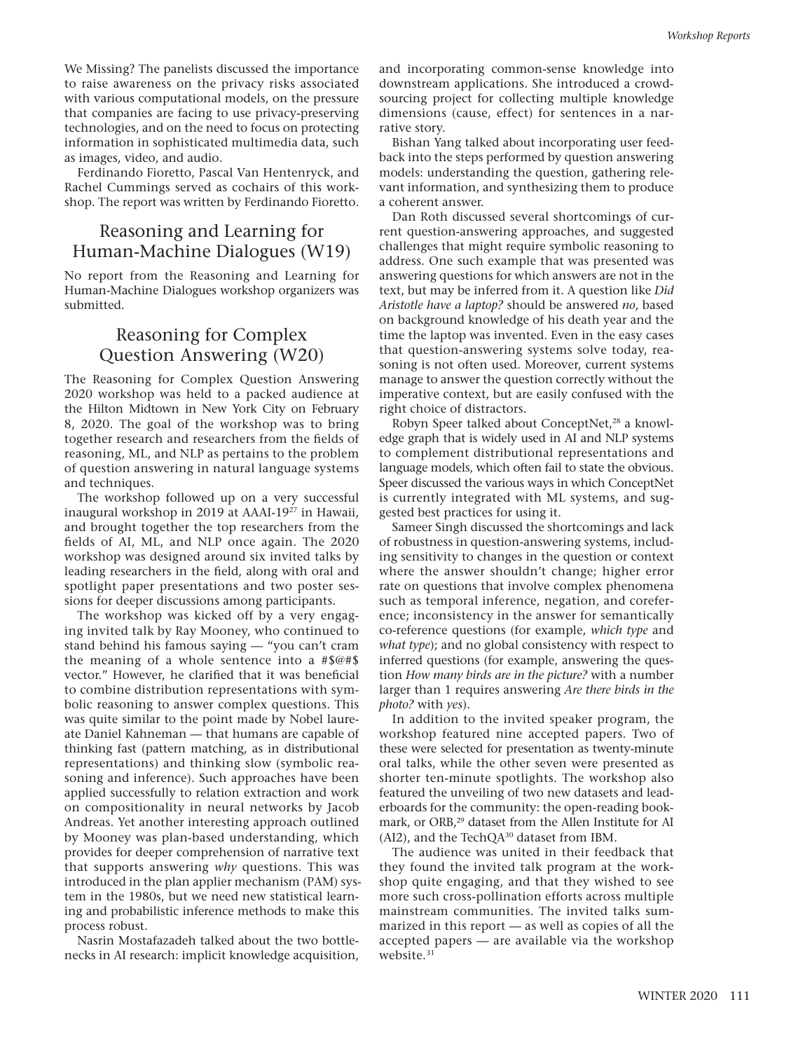We Missing? The panelists discussed the importance to raise awareness on the privacy risks associated with various computational models, on the pressure that companies are facing to use privacy-preserving technologies, and on the need to focus on protecting information in sophisticated multimedia data, such as images, video, and audio.

Ferdinando Fioretto, Pascal Van Hentenryck, and Rachel Cummings served as cochairs of this workshop. The report was written by Ferdinando Fioretto.

## Reasoning and Learning for Human-Machine Dialogues (W19)

No report from the Reasoning and Learning for Human-Machine Dialogues workshop organizers was submitted.

## Reasoning for Complex Question Answering (W20)

The Reasoning for Complex Question Answering 2020 workshop was held to a packed audience at the Hilton Midtown in New York City on February 8, 2020. The goal of the workshop was to bring together research and researchers from the fields of reasoning, ML, and NLP as pertains to the problem of question answering in natural language systems and techniques.

The workshop followed up on a very successful inaugural workshop in 2019 at AAAI-19[27] in Hawaii, and brought together the top researchers from the fields of AI, ML, and NLP once again. The 2020 workshop was designed around six invited talks by leading researchers in the field, along with oral and spotlight paper presentations and two poster sessions for deeper discussions among participants.

The workshop was kicked off by a very engaging invited talk by Ray Mooney, who continued to stand behind his famous saying — "you can't cram the meaning of a whole sentence into a #$@#$ vector." However, he clarified that it was beneficial to combine distribution representations with symbolic reasoning to answer complex questions. This was quite similar to the point made by Nobel laureate Daniel Kahneman — that humans are capable of thinking fast (pattern matching, as in distributional representations) and thinking slow (symbolic reasoning and inference). Such approaches have been applied successfully to relation extraction and work on compositionality in neural networks by Jacob Andreas. Yet another interesting approach outlined by Mooney was plan-based understanding, which provides for deeper comprehension of narrative text that supports answering *why* questions. This was introduced in the plan applier mechanism (PAM) system in the 1980s, but we need new statistical learning and probabilistic inference methods to make this process robust.

Nasrin Mostafazadeh talked about the two bottlenecks in AI research: implicit knowledge acquisition, and incorporating common-sense knowledge into downstream applications. She introduced a crowdsourcing project for collecting multiple knowledge dimensions (cause, effect) for sentences in a narrative story.

Bishan Yang talked about incorporating user feedback into the steps performed by question answering models: understanding the question, gathering relevant information, and synthesizing them to produce a coherent answer.

Dan Roth discussed several shortcomings of current question-answering approaches, and suggested challenges that might require symbolic reasoning to address. One such example that was presented was answering questions for which answers are not in the text, but may be inferred from it. A question like *Did Aristotle have a laptop?* should be answered *no*, based on background knowledge of his death year and the time the laptop was invented. Even in the easy cases that question-answering systems solve today, reasoning is not often used. Moreover, current systems manage to answer the question correctly without the imperative context, but are easily confused with the right choice of distractors.

Robyn Speer talked about ConceptNet,[28] a knowledge graph that is widely used in AI and NLP systems to complement distributional representations and language models, which often fail to state the obvious. Speer discussed the various ways in which ConceptNet is currently integrated with ML systems, and suggested best practices for using it.

Sameer Singh discussed the shortcomings and lack of robustness in question-answering systems, including sensitivity to changes in the question or context where the answer shouldn't change; higher error rate on questions that involve complex phenomena such as temporal inference, negation, and coreference; inconsistency in the answer for semantically co-reference questions (for example, *which type* and *what type*); and no global consistency with respect to inferred questions (for example, answering the question *How many birds are in the picture?* with a number larger than 1 requires answering *Are there birds in the photo?* with *yes*).

In addition to the invited speaker program, the workshop featured nine accepted papers. Two of these were selected for presentation as twenty-minute oral talks, while the other seven were presented as shorter ten-minute spotlights. The workshop also featured the unveiling of two new datasets and leaderboards for the community: the open-reading bookmark, or ORB,[29] dataset from the Allen Institute for AI (AI2), and the TechQA[30] dataset from IBM.

The audience was united in their feedback that they found the invited talk program at the workshop quite engaging, and that they wished to see more such cross-pollination efforts across multiple mainstream communities. The invited talks summarized in this report — as well as copies of all the accepted papers — are available via the workshop website.[31]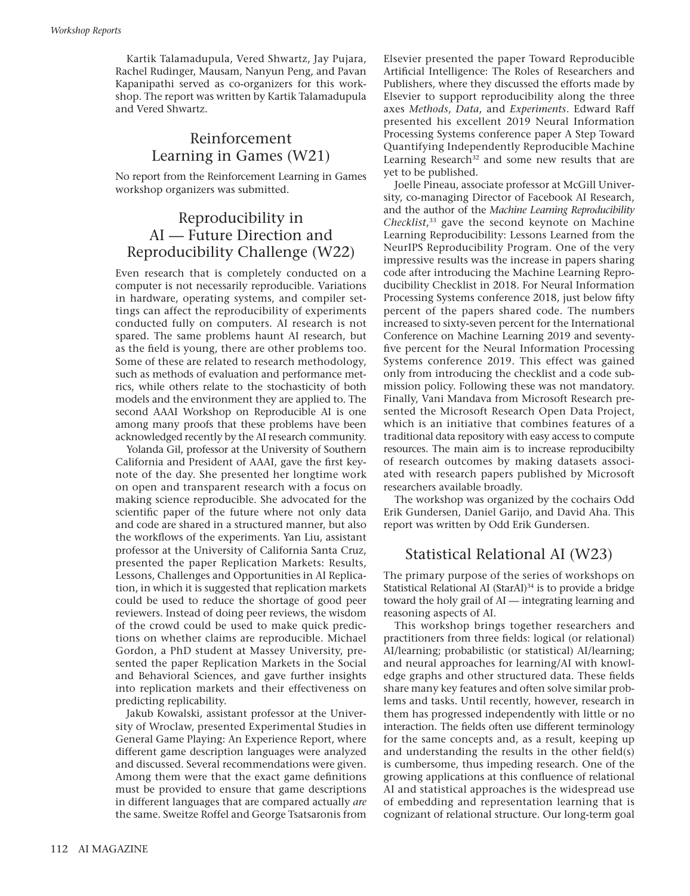Kartik Talamadupula, Vered Shwartz, Jay Pujara, Rachel Rudinger, Mausam, Nanyun Peng, and Pavan Kapanipathi served as co-organizers for this workshop. The report was written by Kartik Talamadupula and Vered Shwartz.

## Reinforcement Learning in Games (W21)

No report from the Reinforcement Learning in Games workshop organizers was submitted.

## Reproducibility in AI — Future Direction and Reproducibility Challenge (W22)

Even research that is completely conducted on a computer is not necessarily reproducible. Variations in hardware, operating systems, and compiler settings can affect the reproducibility of experiments conducted fully on computers. AI research is not spared. The same problems haunt AI research, but as the field is young, there are other problems too. Some of these are related to research methodology, such as methods of evaluation and performance metrics, while others relate to the stochasticity of both models and the environment they are applied to. The second AAAI Workshop on Reproducible AI is one among many proofs that these problems have been acknowledged recently by the AI research community.

Yolanda Gil, professor at the University of Southern California and President of AAAI, gave the first keynote of the day. She presented her longtime work on open and transparent research with a focus on making science reproducible. She advocated for the scientific paper of the future where not only data and code are shared in a structured manner, but also the workflows of the experiments. Yan Liu, assistant professor at the University of California Santa Cruz, presented the paper Replication Markets: Results, Lessons, Challenges and Opportunities in AI Replication, in which it is suggested that replication markets could be used to reduce the shortage of good peer reviewers. Instead of doing peer reviews, the wisdom of the crowd could be used to make quick predictions on whether claims are reproducible. Michael Gordon, a PhD student at Massey University, presented the paper Replication Markets in the Social and Behavioral Sciences, and gave further insights into replication markets and their effectiveness on predicting replicability.

Jakub Kowalski, assistant professor at the University of Wroclaw, presented Experimental Studies in General Game Playing: An Experience Report, where different game description languages were analyzed and discussed. Several recommendations were given. Among them were that the exact game definitions must be provided to ensure that game descriptions in different languages that are compared actually *are* the same. Sweitze Roffel and George Tsatsaronis from Elsevier presented the paper Toward Reproducible Artificial Intelligence: The Roles of Researchers and Publishers, where they discussed the efforts made by Elsevier to support reproducibility along the three axes *Methods*, *Data*, and *Experiments*. Edward Raff presented his excellent 2019 Neural Information Processing Systems conference paper A Step Toward Quantifying Independently Reproducible Machine Learning Research[32] and some new results that are yet to be published.

Joelle Pineau, associate professor at McGill University, co-managing Director of Facebook AI Research, and the author of the *Machine Learning Reproducibility Checklist*,[33] gave the second keynote on Machine Learning Reproducibility: Lessons Learned from the NeurIPS Reproducibility Program. One of the very impressive results was the increase in papers sharing code after introducing the Machine Learning Reproducibility Checklist in 2018. For Neural Information Processing Systems conference 2018, just below fifty percent of the papers shared code. The numbers increased to sixty-seven percent for the International Conference on Machine Learning 2019 and seventy-five percent for the Neural Information Processing Systems conference 2019. This effect was gained only from introducing the checklist and a code submission policy. Following these was not mandatory. Finally, Vani Mandava from Microsoft Research presented the Microsoft Research Open Data Project, which is an initiative that combines features of a traditional data repository with easy access to compute resources. The main aim is to increase reproducibilty of research outcomes by making datasets associated with research papers published by Microsoft researchers available broadly.

The workshop was organized by the cochairs Odd Erik Gundersen, Daniel Garijo, and David Aha. This report was written by Odd Erik Gundersen.

## Statistical Relational AI (W23)

The primary purpose of the series of workshops on Statistical Relational AI (StarAI)[34] is to provide a bridge toward the holy grail of AI — integrating learning and reasoning aspects of AI.

This workshop brings together researchers and practitioners from three fields: logical (or relational) AI/learning; probabilistic (or statistical) AI/learning; and neural approaches for learning/AI with knowledge graphs and other structured data. These fields share many key features and often solve similar problems and tasks. Until recently, however, research in them has progressed independently with little or no interaction. The fields often use different terminology for the same concepts and, as a result, keeping up and understanding the results in the other field(s) is cumbersome, thus impeding research. One of the growing applications at this confluence of relational AI and statistical approaches is the widespread use of embedding and representation learning that is cognizant of relational structure. Our long-term goal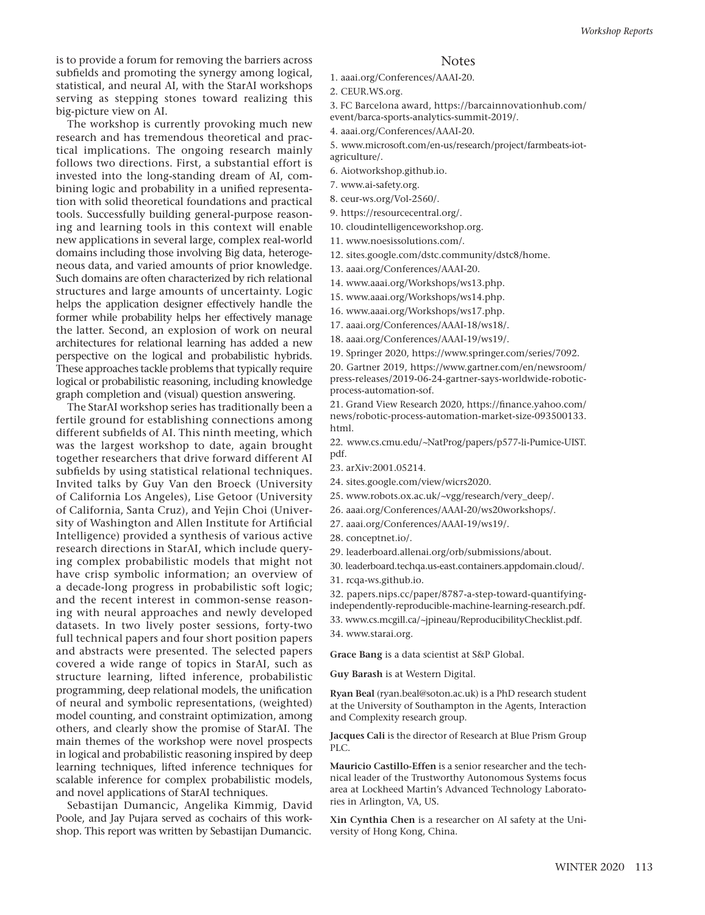is to provide a forum for removing the barriers across subfields and promoting the synergy among logical, statistical, and neural AI, with the StarAI workshops serving as stepping stones toward realizing this big-picture view on AI.

The workshop is currently provoking much new research and has tremendous theoretical and practical implications. The ongoing research mainly follows two directions. First, a substantial effort is invested into the long-standing dream of AI, combining logic and probability in a unified representation with solid theoretical foundations and practical tools. Successfully building general-purpose reasoning and learning tools in this context will enable new applications in several large, complex real-world domains including those involving Big data, heterogeneous data, and varied amounts of prior knowledge. Such domains are often characterized by rich relational structures and large amounts of uncertainty. Logic helps the application designer effectively handle the former while probability helps her effectively manage the latter. Second, an explosion of work on neural architectures for relational learning has added a new perspective on the logical and probabilistic hybrids. These approaches tackle problems that typically require logical or probabilistic reasoning, including knowledge graph completion and (visual) question answering.

The StarAI workshop series has traditionally been a fertile ground for establishing connections among different subfields of AI. This ninth meeting, which was the largest workshop to date, again brought together researchers that drive forward different AI subfields by using statistical relational techniques. Invited talks by Guy Van den Broeck (University of California Los Angeles), Lise Getoor (University of California, Santa Cruz), and Yejin Choi (University of Washington and Allen Institute for Artificial Intelligence) provided a synthesis of various active research directions in StarAI, which include querying complex probabilistic models that might not have crisp symbolic information; an overview of a decade-long progress in probabilistic soft logic; and the recent interest in common-sense reasoning with neural approaches and newly developed datasets. In two lively poster sessions, forty-two full technical papers and four short position papers and abstracts were presented. The selected papers covered a wide range of topics in StarAI, such as structure learning, lifted inference, probabilistic programming, deep relational models, the unification of neural and symbolic representations, (weighted) model counting, and constraint optimization, among others, and clearly show the promise of StarAI. The main themes of the workshop were novel prospects in logical and probabilistic reasoning inspired by deep learning techniques, lifted inference techniques for scalable inference for complex probabilistic models, and novel applications of StarAI techniques.

Sebastijan Dumancic, Angelika Kimmig, David Poole, and Jay Pujara served as cochairs of this workshop. This report was written by Sebastijan Dumancic.

## Notes

1. aaai.org/Conferences/AAAI-20.
2. CEUR.WS.org.
3. FC Barcelona award, https://barcainnovationhub.com/event/barca-sports-analytics-summit-2019/.
4. aaai.org/Conferences/AAAI-20.
5. www.microsoft.com/en-us/research/project/farmbeats-iot-agriculture/.
6. Aiotworkshop.github.io.
7. www.ai-safety.org.
8. ceur-ws.org/Vol-2560/.
9. https://resourcecentral.org/.
10. cloudintelligenceworkshop.org.
11. www.noesissolutions.com/.
12. sites.google.com/dstc.community/dstc8/home.
13. aaai.org/Conferences/AAAI-20.
14. www.aaai.org/Workshops/ws13.php.
15. www.aaai.org/Workshops/ws14.php.
16. www.aaai.org/Workshops/ws17.php.
17. aaai.org/Conferences/AAAI-18/ws18/.
18. aaai.org/Conferences/AAAI-19/ws19/.
19. Springer 2020, https://www.springer.com/series/7092.
20. Gartner 2019, https://www.gartner.com/en/newsroom/press-releases/2019-06-24-gartner-says-worldwide-robotic-process-automation-sof.
21. Grand View Research 2020, https://finance.yahoo.com/news/robotic-process-automation-market-size-093500133.html.
22. www.cs.cmu.edu/~NatProg/papers/p577-li-Pumice-UIST.pdf.
23. arXiv:2001.05214.
24. sites.google.com/view/wicrs2020.
25. www.robots.ox.ac.uk/~vgg/research/very_deep/.
26. aaai.org/Conferences/AAAI-20/ws20workshops/.
27. aaai.org/Conferences/AAAI-19/ws19/.
28. conceptnet.io/.
29. leaderboard.allenai.org/orb/submissions/about.
30. leaderboard.techqa.us-east.containers.appdomain.cloud/.
31. rcqa-ws.github.io.
32. papers.nips.cc/paper/8787-a-step-toward-quantifying-independently-reproducible-machine-learning-research.pdf.
33. www.cs.mcgill.ca/~jpineau/ReproducibilityChecklist.pdf.
34. www.starai.org.

**Grace Bang** is a data scientist at S&P Global.

**Guy Barash** is at Western Digital.

**Ryan Beal** (ryan.beal@soton.ac.uk) is a PhD research student at the University of Southampton in the Agents, Interaction and Complexity research group.

**Jacques Cali** is the director of Research at Blue Prism Group PLC.

**Mauricio Castillo-Effen** is a senior researcher and the technical leader of the Trustworthy Autonomous Systems focus area at Lockheed Martin's Advanced Technology Laboratories in Arlington, VA, US.

**Xin Cynthia Chen** is a researcher on AI safety at the University of Hong Kong, China.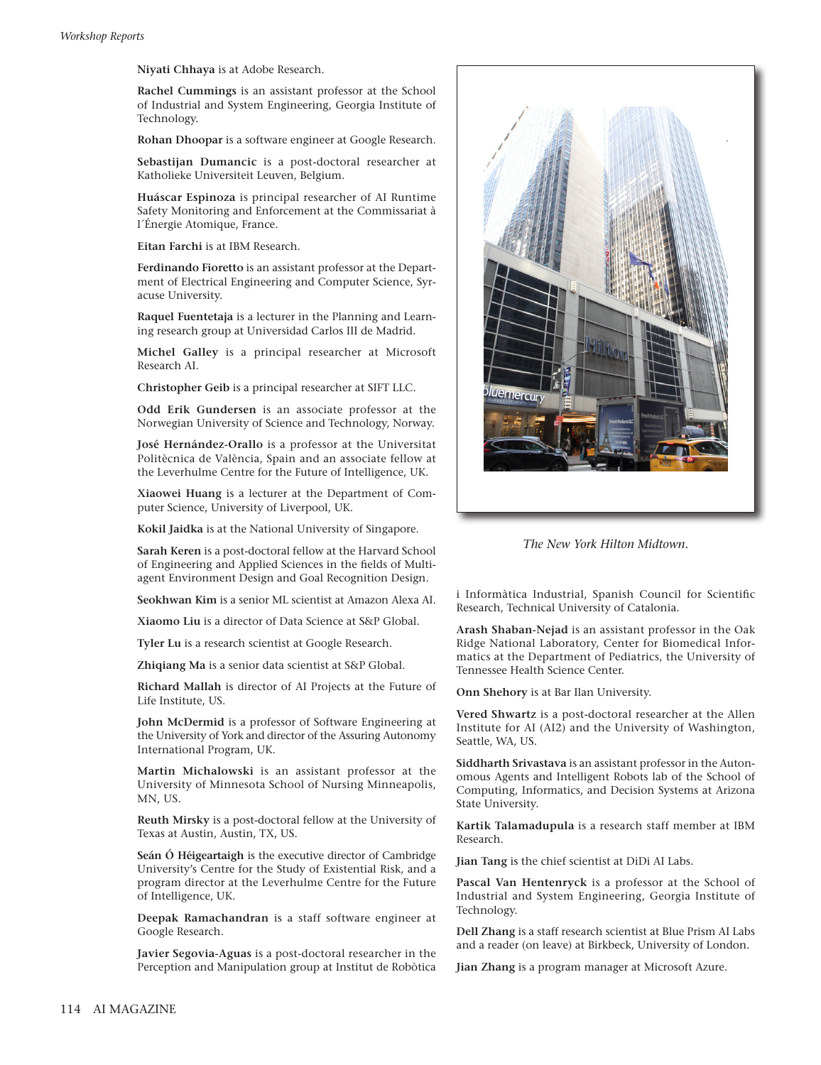**Niyati Chhaya** is at Adobe Research.

**Rachel Cummings** is an assistant professor at the School of Industrial and System Engineering, Georgia Institute of Technology.

**Rohan Dhoopar** is a software engineer at Google Research.

**Sebastijan Dumancic** is a post-doctoral researcher at Katholieke Universiteit Leuven, Belgium.

**Huáscar Espinoza** is principal researcher of AI Runtime Safety Monitoring and Enforcement at the Commissariat à l´Énergie Atomique, France.

**Eitan Farchi** is at IBM Research.

**Ferdinando Fioretto** is an assistant professor at the Department of Electrical Engineering and Computer Science, Syracuse University.

**Raquel Fuentetaja** is a lecturer in the Planning and Learning research group at Universidad Carlos III de Madrid.

**Michel Galley** is a principal researcher at Microsoft Research AI.

**Christopher Geib** is a principal researcher at SIFT LLC.

**Odd Erik Gundersen** is an associate professor at the Norwegian University of Science and Technology, Norway.

**José Hernández-Orallo** is a professor at the Universitat Politècnica de València, Spain and an associate fellow at the Leverhulme Centre for the Future of Intelligence, UK.

**Xiaowei Huang** is a lecturer at the Department of Computer Science, University of Liverpool, UK.

**Kokil Jaidka** is at the National University of Singapore.

**Sarah Keren** is a post-doctoral fellow at the Harvard School of Engineering and Applied Sciences in the fields of Multi-agent Environment Design and Goal Recognition Design.

**Seokhwan Kim** is a senior ML scientist at Amazon Alexa AI.

**Xiaomo Liu** is a director of Data Science at S&P Global.

**Tyler Lu** is a research scientist at Google Research.

**Zhiqiang Ma** is a senior data scientist at S&P Global.

**Richard Mallah** is director of AI Projects at the Future of Life Institute, US.

**John McDermid** is a professor of Software Engineering at the University of York and director of the Assuring Autonomy International Program, UK.

**Martin Michalowski** is an assistant professor at the University of Minnesota School of Nursing Minneapolis, MN, US.

**Reuth Mirsky** is a post-doctoral fellow at the University of Texas at Austin, Austin, TX, US.

**Seán Ó Héigeartaigh** is the executive director of Cambridge University's Centre for the Study of Existential Risk, and a program director at the Leverhulme Centre for the Future of Intelligence, UK.

**Deepak Ramachandran** is a staff software engineer at Google Research.

**Javier Segovia-Aguas** is a post-doctoral researcher in the Perception and Manipulation group at Institut de Robòtica i Informàtica Industrial, Spanish Council for Scientific Research, Technical University of Catalonia.

*The New York Hilton Midtown.*

**Arash Shaban-Nejad** is an assistant professor in the Oak Ridge National Laboratory, Center for Biomedical Informatics at the Department of Pediatrics, the University of Tennessee Health Science Center.

**Onn Shehory** is at Bar Ilan University.

**Vered Shwartz** is a post-doctoral researcher at the Allen Institute for AI (AI2) and the University of Washington, Seattle, WA, US.

**Siddharth Srivastava** is an assistant professor in the Autonomous Agents and Intelligent Robots lab of the School of Computing, Informatics, and Decision Systems at Arizona State University.

**Kartik Talamadupula** is a research staff member at IBM Research.

**Jian Tang** is the chief scientist at DiDi AI Labs.

**Pascal Van Hentenryck** is a professor at the School of Industrial and System Engineering, Georgia Institute of Technology.

**Dell Zhang** is a staff research scientist at Blue Prism AI Labs and a reader (on leave) at Birkbeck, University of London.

**Jian Zhang** is a program manager at Microsoft Azure.